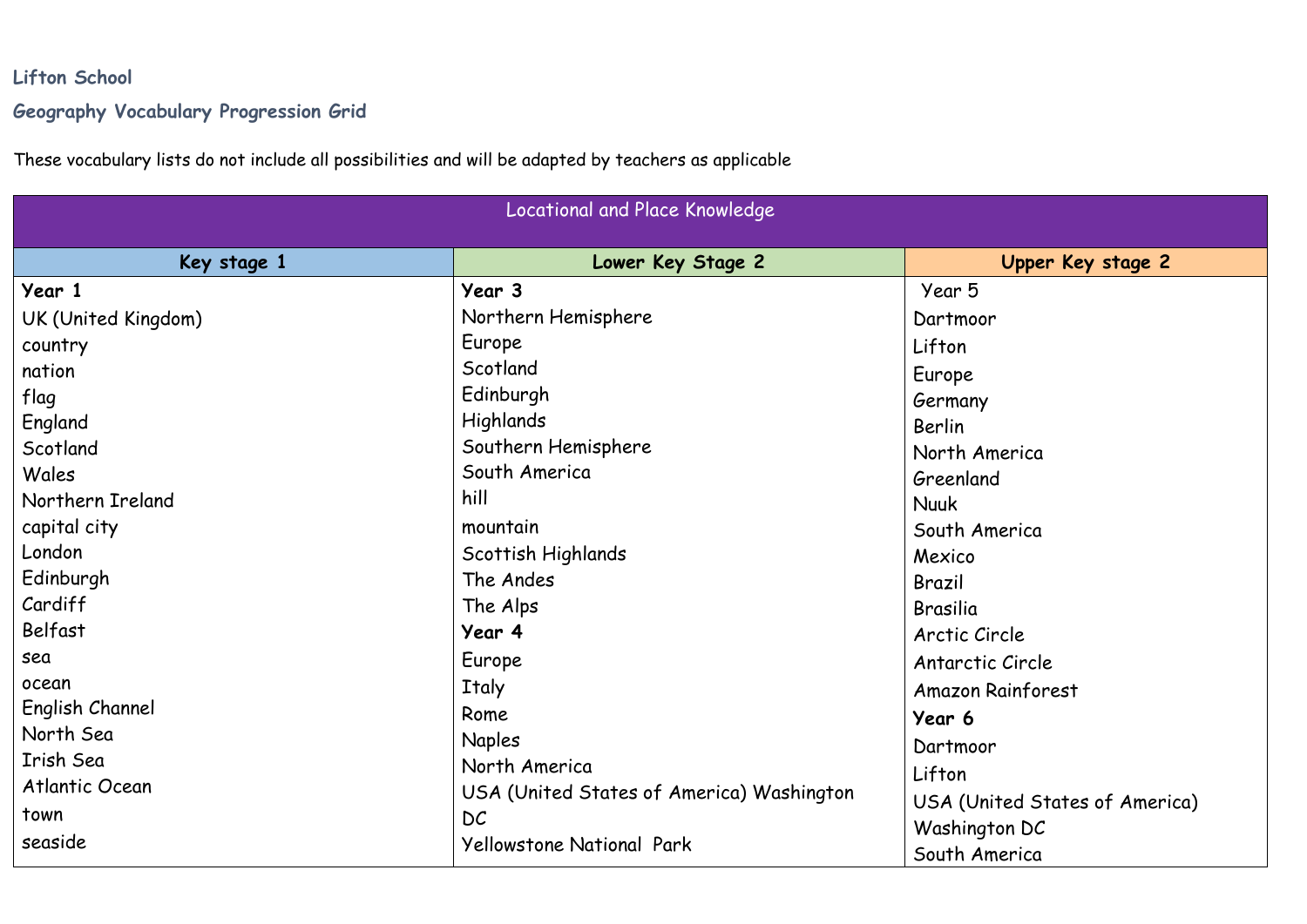**Lifton School**

**Geography Vocabulary Progression Grid**

These vocabulary lists do not include all possibilities and will be adapted by teachers as applicable

| Locational and Place Knowledge | | |
|---|---|---|
| **Key stage 1** | **Lower Key Stage 2** | **Upper Key stage 2** |
| **Year 1**<br>UK (United Kingdom)<br>country<br>nation<br>flag<br>England<br>Scotland<br>Wales<br>Northern Ireland<br>capital city<br>London<br>Edinburgh<br>Cardiff<br>Belfast<br>sea<br>ocean<br>English Channel<br>North Sea<br>Irish Sea<br>Atlantic Ocean<br>town<br>seaside | **Year 3**<br>Northern Hemisphere<br>Europe<br>Scotland<br>Edinburgh<br>Highlands<br>Southern Hemisphere<br>South America<br>hill<br>mountain<br>Scottish Highlands<br>The Andes<br>The Alps<br>**Year 4**<br>Europe<br>Italy<br>Rome<br>Naples<br>North America<br>USA (United States of America) Washington DC<br>Yellowstone National Park | Year 5<br>Dartmoor<br>Lifton<br>Europe<br>Germany<br>Berlin<br>North America<br>Greenland<br>Nuuk<br>South America<br>Mexico<br>Brazil<br>Brasilia<br>Arctic Circle<br>Antarctic Circle<br>Amazon Rainforest<br>**Year 6**<br>Dartmoor<br>Lifton<br>USA (United States of America)<br>Washington DC<br>South America |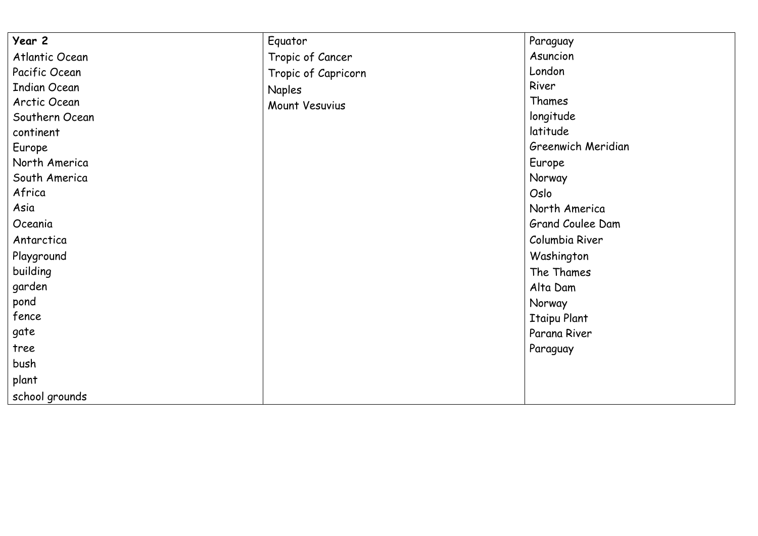| Year 2 | Equator | Paraguay |
| --- | --- | --- |
| Atlantic Ocean | Tropic of Cancer | Asuncion |
| Pacific Ocean | Tropic of Capricorn | London |
| Indian Ocean | Naples | River |
| Arctic Ocean | Mount Vesuvius | Thames |
| Southern Ocean | | longitude |
| continent | | latitude |
| Europe | | Greenwich Meridian |
| North America | | Europe |
| South America | | Norway |
| Africa | | Oslo |
| Asia | | North America |
| Oceania | | Grand Coulee Dam |
| Antarctica | | Columbia River |
| Playground | | Washington |
| building | | The Thames |
| garden | | Alta Dam |
| pond | | Norway |
| fence | | Itaipu Plant |
| gate | | Parana River |
| tree | | Paraguay |
| bush | | |
| plant | | |
| school grounds | | |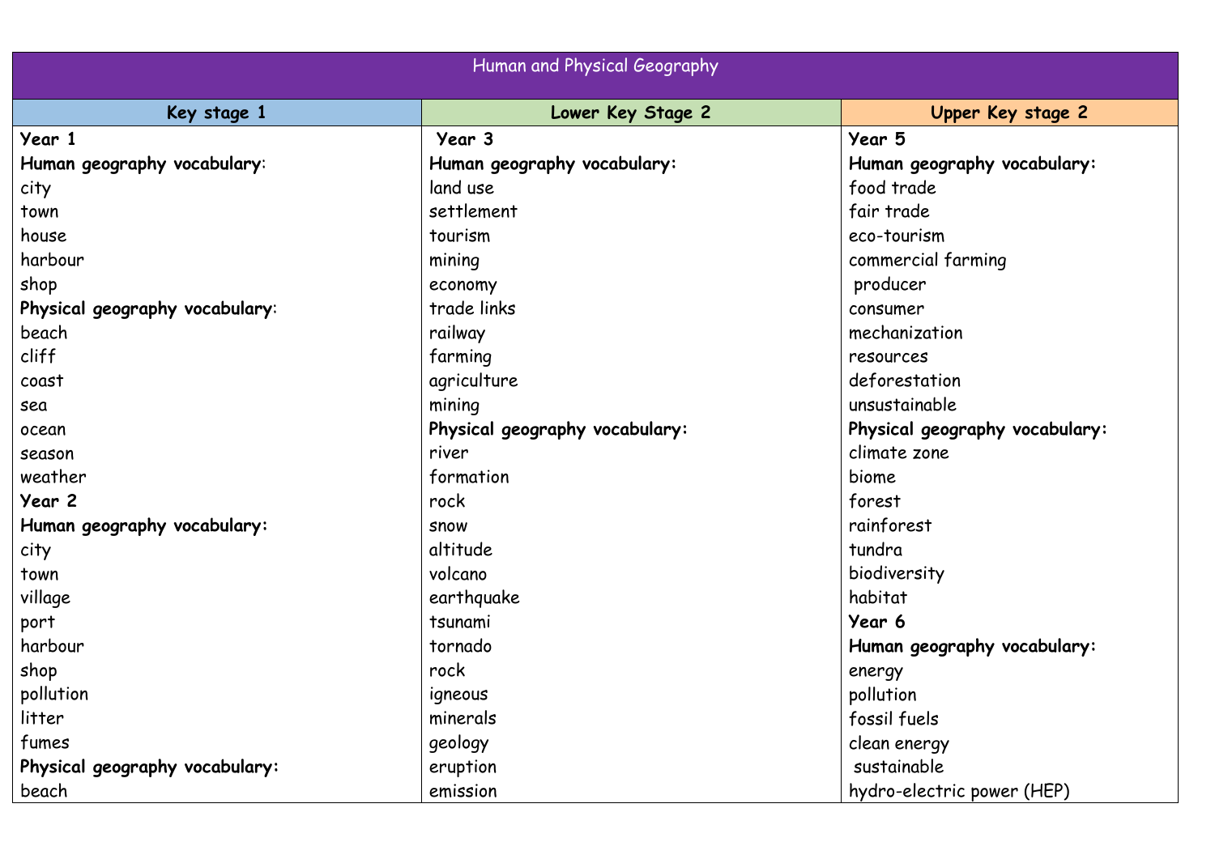| Human and Physical Geography | | |
|---|---|---|
| **Key stage 1** | **Lower Key Stage 2** | **Upper Key stage 2** |
| **Year 1** | **Year 3** | **Year 5** |
| **Human geography vocabulary**: | **Human geography vocabulary:** | **Human geography vocabulary:** |
| city | land use | food trade |
| town | settlement | fair trade |
| house | tourism | eco-tourism |
| harbour | mining | commercial farming |
| shop | economy | producer |
| **Physical geography vocabulary**: | trade links | consumer |
| beach | railway | mechanization |
| cliff | farming | resources |
| coast | agriculture | deforestation |
| sea | mining | unsustainable |
| ocean | **Physical geography vocabulary:** | **Physical geography vocabulary:** |
| season | river | climate zone |
| weather | formation | biome |
| **Year 2** | rock | forest |
| **Human geography vocabulary:** | snow | rainforest |
| city | altitude | tundra |
| town | volcano | biodiversity |
| village | earthquake | habitat |
| port | tsunami | **Year 6** |
| harbour | tornado | **Human geography vocabulary:** |
| shop | rock | energy |
| pollution | igneous | pollution |
| litter | minerals | fossil fuels |
| fumes | geology | clean energy |
| **Physical geography vocabulary:** | eruption | sustainable |
| beach | emission | hydro-electric power (HEP) |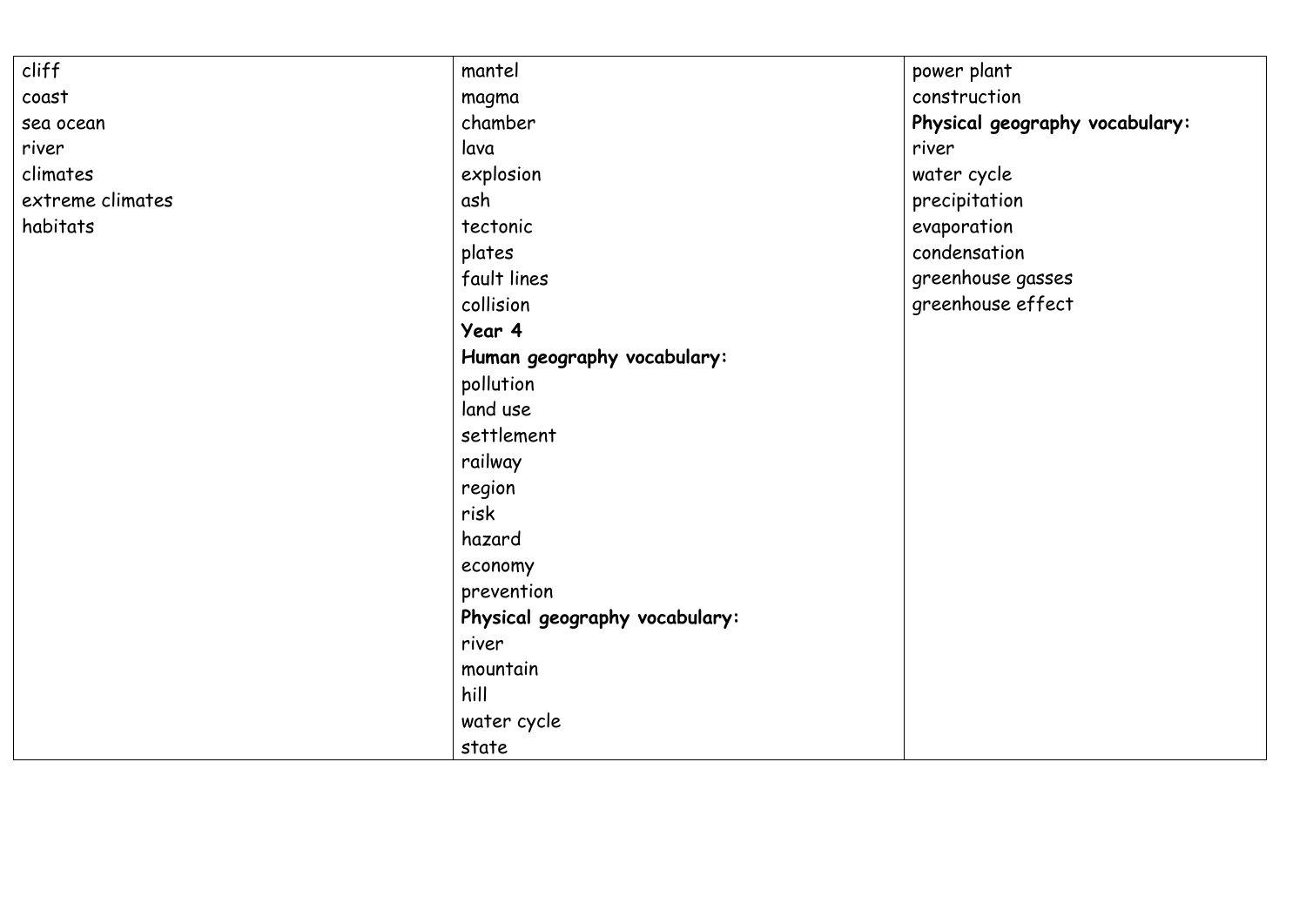| | | |
|---|---|---|
| cliff<br>coast<br>sea ocean<br>river<br>climates<br>extreme climates<br>habitats | mantel<br>magma<br>chamber<br>lava<br>explosion<br>ash<br>tectonic<br>plates<br>fault lines<br>collision<br>**Year 4**<br>**Human geography vocabulary:**<br>pollution<br>land use<br>settlement<br>railway<br>region<br>risk<br>hazard<br>economy<br>prevention<br>**Physical geography vocabulary:**<br>river<br>mountain<br>hill<br>water cycle<br>state | power plant<br>construction<br>**Physical geography vocabulary:**<br>river<br>water cycle<br>precipitation<br>evaporation<br>condensation<br>greenhouse gasses<br>greenhouse effect |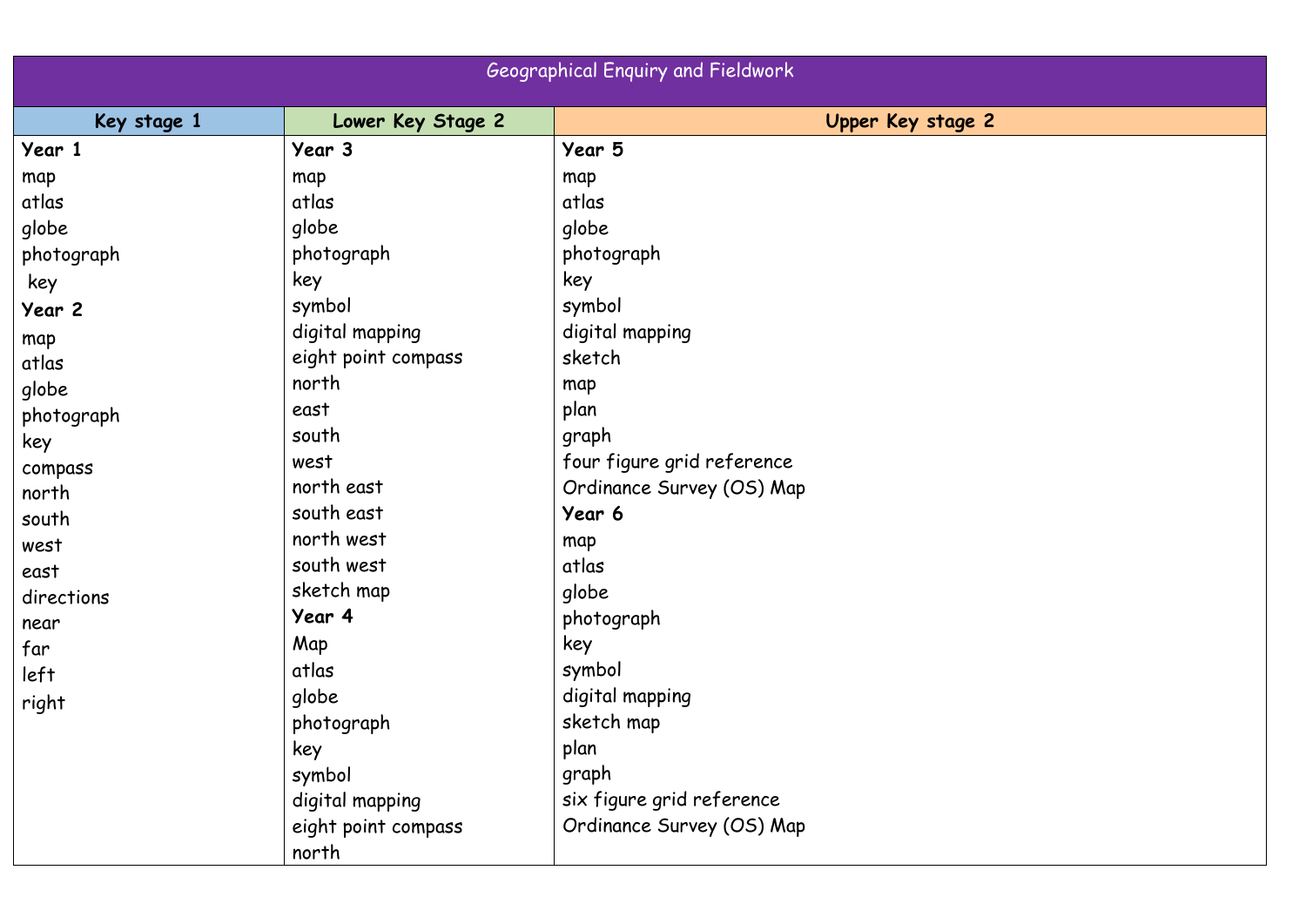| Geographical Enquiry and Fieldwork | | |
|---|---|---|
| **Key stage 1** | **Lower Key Stage 2** | **Upper Key stage 2** |
| **Year 1**<br>map<br>atlas<br>globe<br>photograph<br>key<br>**Year 2**<br>map<br>atlas<br>globe<br>photograph<br>key<br>compass<br>north<br>south<br>west<br>east<br>directions<br>near<br>far<br>left<br>right | **Year 3**<br>map<br>atlas<br>globe<br>photograph<br>key<br>symbol<br>digital mapping<br>eight point compass<br>north<br>east<br>south<br>west<br>north east<br>south east<br>north west<br>south west<br>sketch map<br>**Year 4**<br>Map<br>atlas<br>globe<br>photograph<br>key<br>symbol<br>digital mapping<br>eight point compass<br>north | **Year 5**<br>map<br>atlas<br>globe<br>photograph<br>key<br>symbol<br>digital mapping<br>sketch<br>map<br>plan<br>graph<br>four figure grid reference<br>Ordinance Survey (OS) Map<br>**Year 6**<br>map<br>atlas<br>globe<br>photograph<br>key<br>symbol<br>digital mapping<br>sketch map<br>plan<br>graph<br>six figure grid reference<br>Ordinance Survey (OS) Map |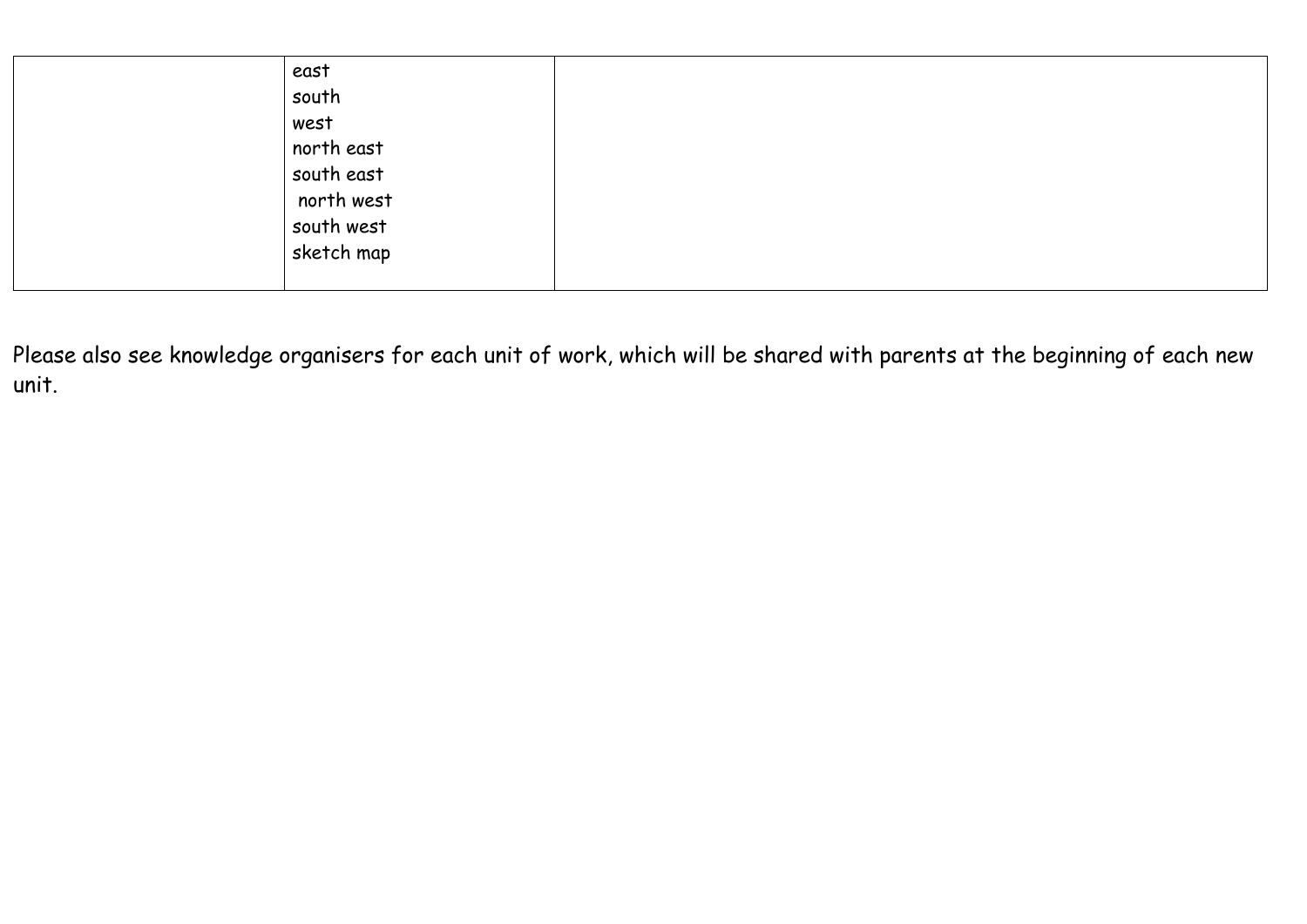| | | |
|---|---|---|
| | east<br>south<br>west<br>north east<br>south east<br>north west<br>south west<br>sketch map | |

Please also see knowledge organisers for each unit of work, which will be shared with parents at the beginning of each new unit.